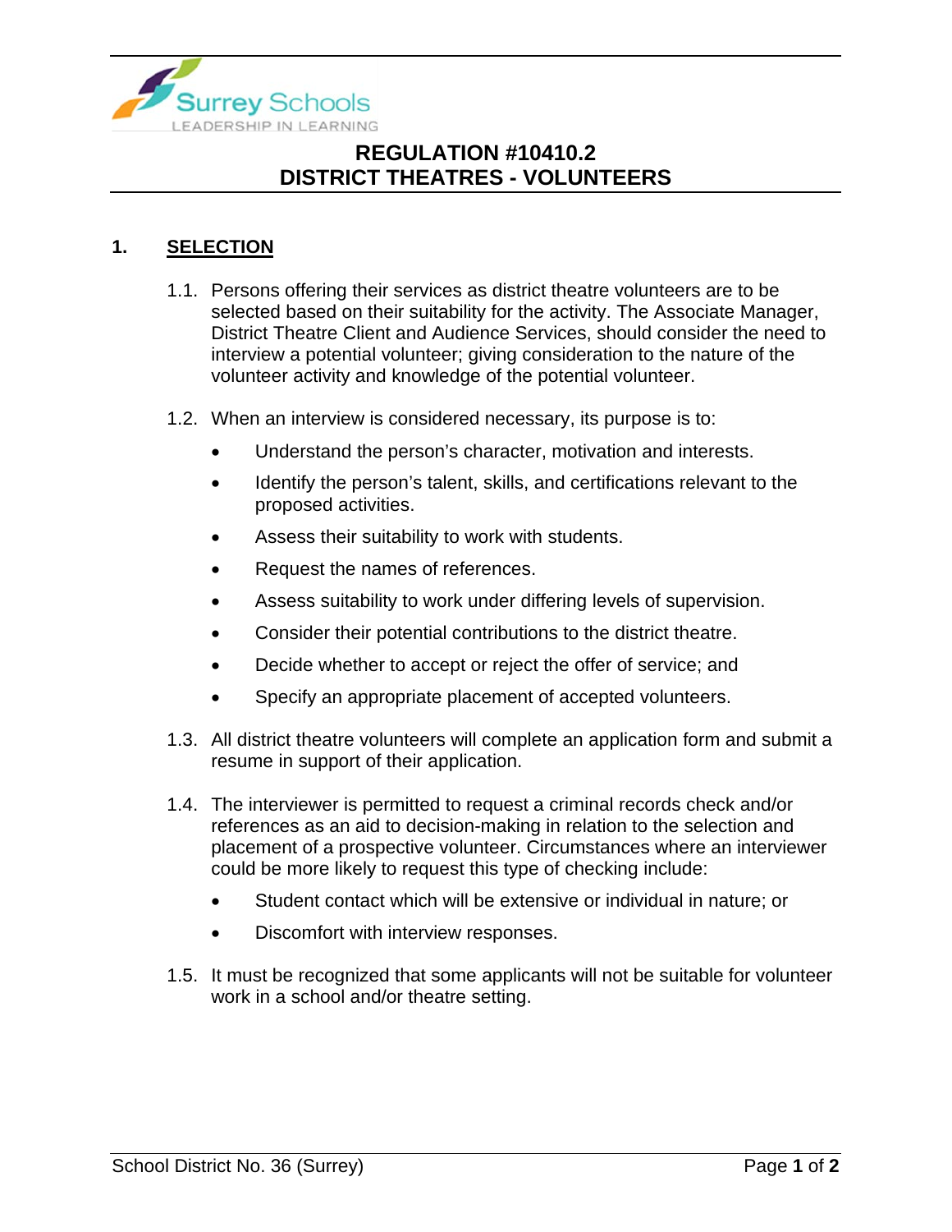# REGULATION #10410.2
# DISTRICT THEATRES - VOLUNTEERS

## 1. SELECTION

1.1. Persons offering their services as district theatre volunteers are to be selected based on their suitability for the activity. The Associate Manager, District Theatre Client and Audience Services, should consider the need to interview a potential volunteer; giving consideration to the nature of the volunteer activity and knowledge of the potential volunteer.

1.2. When an interview is considered necessary, its purpose is to:

- Understand the person's character, motivation and interests.
- Identify the person's talent, skills, and certifications relevant to the proposed activities.
- Assess their suitability to work with students.
- Request the names of references.
- Assess suitability to work under differing levels of supervision.
- Consider their potential contributions to the district theatre.
- Decide whether to accept or reject the offer of service; and
- Specify an appropriate placement of accepted volunteers.

1.3. All district theatre volunteers will complete an application form and submit a resume in support of their application.

1.4. The interviewer is permitted to request a criminal records check and/or references as an aid to decision-making in relation to the selection and placement of a prospective volunteer. Circumstances where an interviewer could be more likely to request this type of checking include:

- Student contact which will be extensive or individual in nature; or
- Discomfort with interview responses.

1.5. It must be recognized that some applicants will not be suitable for volunteer work in a school and/or theatre setting.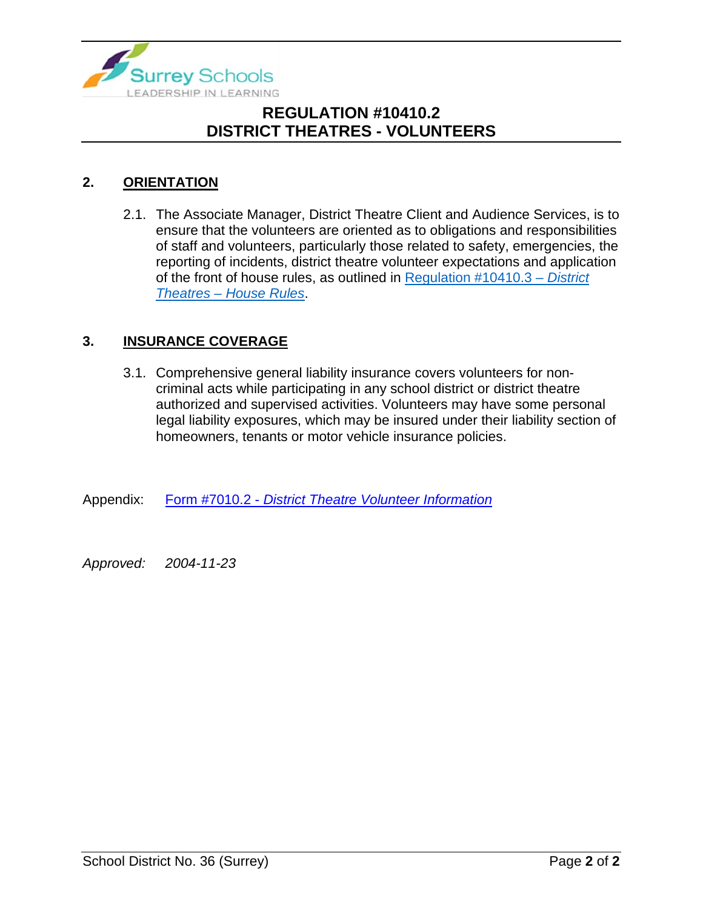# REGULATION #10410.2
# DISTRICT THEATRES - VOLUNTEERS

## 2. ORIENTATION

2.1. The Associate Manager, District Theatre Client and Audience Services, is to ensure that the volunteers are oriented as to obligations and responsibilities of staff and volunteers, particularly those related to safety, emergencies, the reporting of incidents, district theatre volunteer expectations and application of the front of house rules, as outlined in Regulation #10410.3 – *District Theatres – House Rules*.

## 3. INSURANCE COVERAGE

3.1. Comprehensive general liability insurance covers volunteers for non-criminal acts while participating in any school district or district theatre authorized and supervised activities. Volunteers may have some personal legal liability exposures, which may be insured under their liability section of homeowners, tenants or motor vehicle insurance policies.

Appendix: Form #7010.2 - *District Theatre Volunteer Information*

*Approved: 2004-11-23*